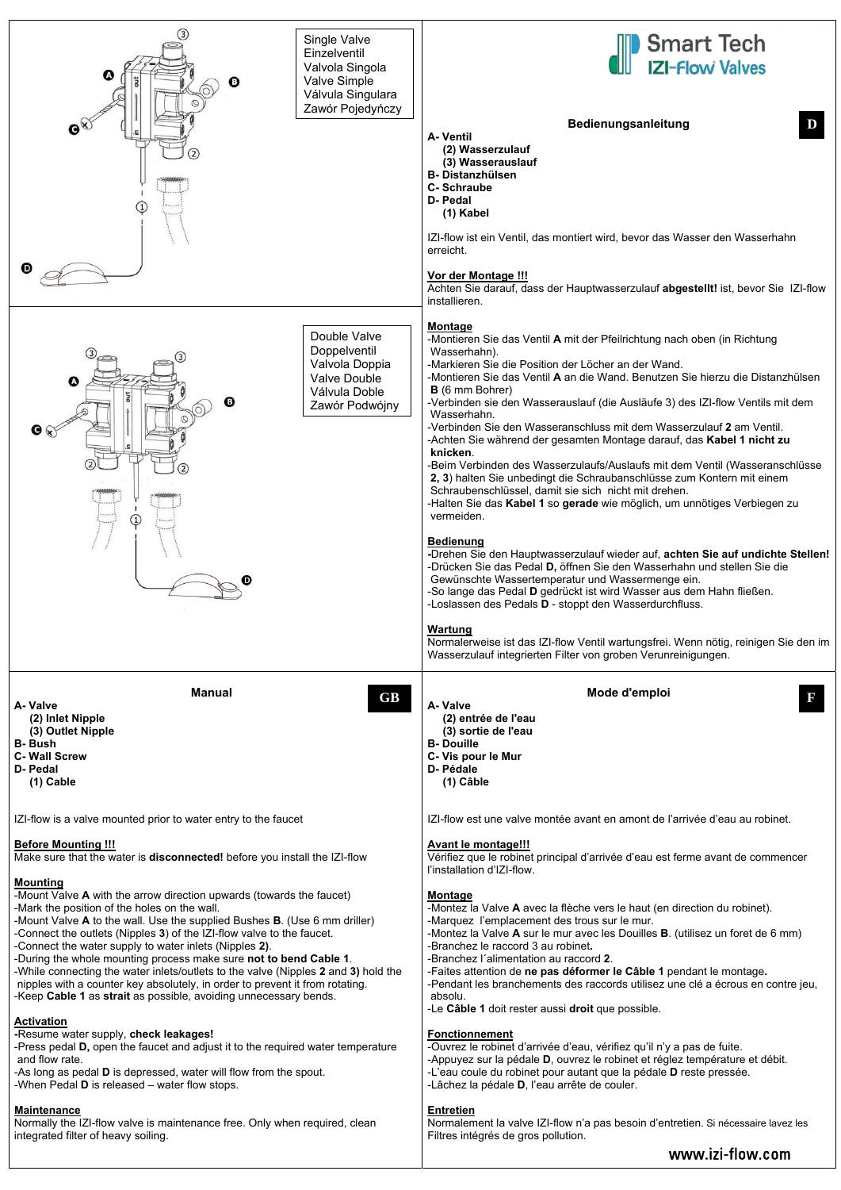Single Valve
Einzelventil
Valvola Singola
Valve Simple
Válvula Singulara
Zawór Pojedyńczy

Double Valve
Doppelventil
Valvola Doppia
Valve Double
Válvula Doble
Zawór Podwójny

Smart Tech
IZI-Flow Valves

## Bedienungsanleitung

D

**A- Ventil**
- **(2) Wasserzulauf**
- **(3) Wasserauslauf**

**B- Distanzhülsen**
**C- Schraube**
**D- Pedal**
- **(1) Kabel**

IZI-flow ist ein Ventil, das montiert wird, bevor das Wasser den Wasserhahn erreicht.

**Vor der Montage !!!**
Achten Sie darauf, dass der Hauptwasserzulauf **abgestellt!** ist, bevor Sie IZI-flow installieren.

**Montage**
-Montieren Sie das Ventil **A** mit der Pfeilrichtung nach oben (in Richtung Wasserhahn).
-Markieren Sie die Position der Löcher an der Wand.
-Montieren Sie das Ventil **A** an die Wand. Benutzen Sie hierzu die Distanzhülsen **B** (6 mm Bohrer)
-Verbinden sie den Wasserauslauf (die Ausläufe 3) des IZI-flow Ventils mit dem Wasserhahn.
-Verbinden Sie den Wasseranschluss mit dem Wasserzulauf **2** am Ventil.
-Achten Sie während der gesamten Montage darauf, das **Kabel 1 nicht zu knicken**.
-Beim Verbinden des Wasserzulaufs/Auslaufs mit dem Ventil (Wasseranschlüsse **2, 3**) halten Sie unbedingt die Schraubanschlüsse zum Kontern mit einem Schraubenschlüssel, damit sie sich nicht mit drehen.
-Halten Sie das **Kabel 1** so **gerade** wie möglich, um unnötiges Verbiegen zu vermeiden.

**Bedienung**
-Drehen Sie den Hauptwasserzulauf wieder auf, **achten Sie auf undichte Stellen!**
-Drücken Sie das Pedal **D,** öffnen Sie den Wasserhahn und stellen Sie die Gewünschte Wassertemperatur und Wassermenge ein.
-So lange das Pedal **D** gedrückt ist wird Wasser aus dem Hahn fließen.
-Loslassen des Pedals **D** - stoppt den Wasserdurchfluss.

**Wartung**
Normalerweise ist das IZI-flow Ventil wartungsfrei. Wenn nötig, reinigen Sie den im Wasserzulauf integrierten Filter von groben Verunreinigungen.

## Manual

GB

**A- Valve**
- **(2) Inlet Nipple**
- **(3) Outlet Nipple**

**B- Bush**
**C- Wall Screw**
**D- Pedal**
- **(1) Cable**

IZI-flow is a valve mounted prior to water entry to the faucet

**Before Mounting !!!**
Make sure that the water is **disconnected!** before you install the IZI-flow

**Mounting**
-Mount Valve **A** with the arrow direction upwards (towards the faucet)
-Mark the position of the holes on the wall.
-Mount Valve **A** to the wall. Use the supplied Bushes **B**. (Use 6 mm driller)
-Connect the outlets (Nipples **3**) of the IZI-flow valve to the faucet.
-Connect the water supply to water inlets (Nipples **2**).
-During the whole mounting process make sure **not to bend Cable 1**.
-While connecting the water inlets/outlets to the valve (Nipples **2** and **3)** hold the nipples with a counter key absolutely, in order to prevent it from rotating.
-Keep **Cable 1** as **strait** as possible, avoiding unnecessary bends.

**Activation**
**-**Resume water supply, **check leakages!**
-Press pedal **D,** open the faucet and adjust it to the required water temperature and flow rate.
-As long as pedal **D** is depressed, water will flow from the spout.
-When Pedal **D** is released – water flow stops.

**Maintenance**
Normally the IZI-flow valve is maintenance free. Only when required, clean integrated filter of heavy soiling.

## Mode d'emploi

F

**A- Valve**
- **(2) entrée de l'eau**
- **(3) sortie de l'eau**

**B- Douille**
**C- Vis pour le Mur**
**D- Pédale**
- **(1) Câble**

IZI-flow est une valve montée avant en amont de l'arrivée d'eau au robinet.

**Avant le montage!!!**
Vérifiez que le robinet principal d'arrivée d'eau est ferme avant de commencer l'installation d'IZI-flow.

**Montage**
-Montez la Valve **A** avec la flèche vers le haut (en direction du robinet).
-Marquez l'emplacement des trous sur le mur.
-Montez la Valve **A** sur le mur avec les Douilles **B**. (utilisez un foret de 6 mm)
-Branchez le raccord 3 au robinet**.**
-Branchez l´alimentation au raccord **2**.
-Faites attention de **ne pas déformer le Câble 1** pendant le montage**.**
-Pendant les branchements des raccords utilisez une clé a écrous en contre jeu, absolu.
-Le **Câble 1** doit rester aussi **droit** que possible.

**Fonctionnement**
-Ouvrez le robinet d'arrivée d'eau, vérifiez qu'il n'y a pas de fuite.
-Appuyez sur la pédale **D**, ouvrez le robinet et réglez température et débit.
-L'eau coule du robinet pour autant que la pédale **D** reste pressée.
-Lâchez la pédale **D**, l'eau arrête de couler.

**Entretien**
Normalement la valve IZI-flow n'a pas besoin d'entretien. Si nécessaire lavez les Filtres intégrés de gros pollution.

www.izi-flow.com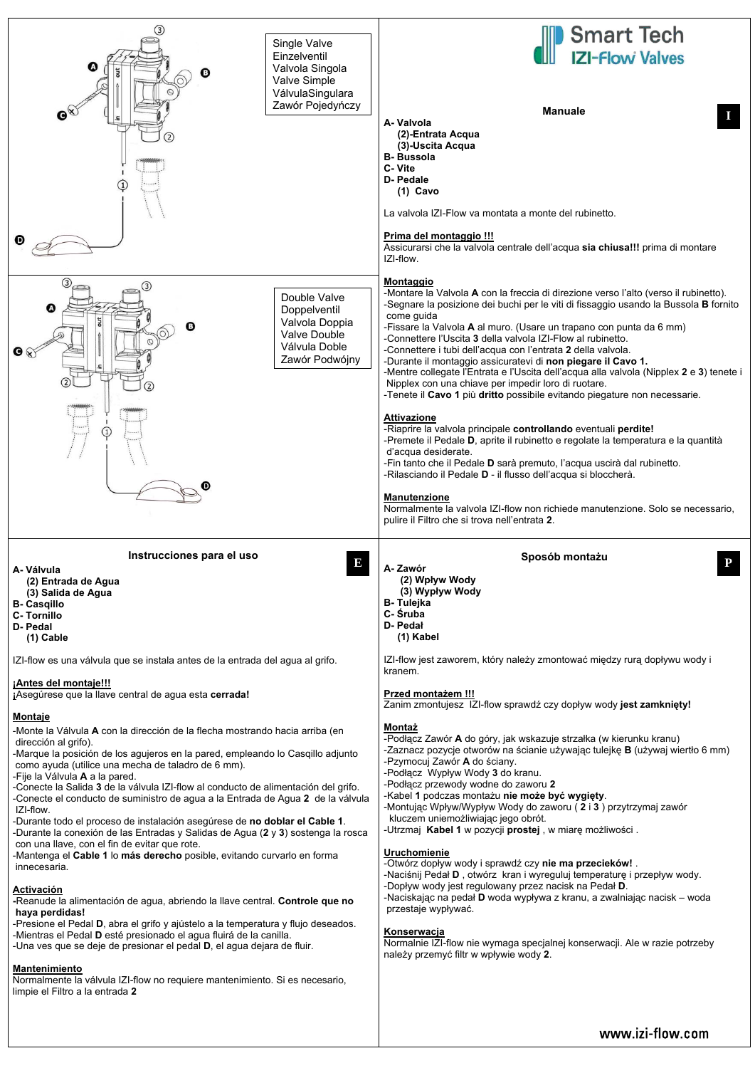Single Valve
Einzelventil
Valvola Singola
Valve Simple
VálvulaSingulara
Zawór Pojedyńczy

Double Valve
Doppelventil
Valvola Doppia
Valve Double
Válvula Doble
Zawór Podwójny

Smart Tech
IZI-Flow Valves

## Manuale

**I**

**A- Valvola**
  **(2)-Entrata Acqua**
  **(3)-Uscita Acqua**
**B- Bussola**
**C- Vite**
**D- Pedale**
  **(1) Cavo**

La valvola IZI-Flow va montata a monte del rubinetto.

**Prima del montaggio !!!**
Assicurarsi che la valvola centrale dell'acqua **sia chiusa!!!** prima di montare IZI-flow.

**Montaggio**
- Montare la Valvola **A** con la freccia di direzione verso l'alto (verso il rubinetto).
- Segnare la posizione dei buchi per le viti di fissaggio usando la Bussola **B** fornito come guida
- Fissare la Valvola **A** al muro. (Usare un trapano con punta da 6 mm)
- Connettere l'Uscita **3** della valvola IZI-Flow al rubinetto.
- Connettere i tubi dell'acqua con l'entrata **2** della valvola.
- Durante il montaggio assicuratevi di **non piegare il Cavo 1.**
- Mentre collegate l'Entrata e l'Uscita dell'acqua alla valvola (Nipplex **2** e **3**) tenete i Nipplex con una chiave per impedir loro di ruotare.
- Tenete il **Cavo 1** più **dritto** possibile evitando piegature non necessarie.

**Attivazione**
- Riaprire la valvola principale **controllando** eventuali **perdite!**
- Premete il Pedale **D**, aprite il rubinetto e regolate la temperatura e la quantità d'acqua desiderate.
- Fin tanto che il Pedale **D** sarà premuto, l'acqua uscirà dal rubinetto.
- Rilasciando il Pedale **D** - il flusso dell'acqua si bloccherà.

**Manutenzione**
Normalmente la valvola IZI-flow non richiede manutenzione. Solo se necessario, pulire il Filtro che si trova nell'entrata **2**.

## Instrucciones para el uso

**E**

**A- Válvula**
  **(2) Entrada de Agua**
  **(3) Salida de Agua**
**B- Casquillo**
**C- Tornillo**
**D- Pedal**
  **(1) Cable**

IZI-flow es una válvula que se instala antes de la entrada del agua al grifo.

**¡Antes del montaje!!!**
¡Asegúrese que la llave central de agua esta **cerrada!**

**Montaje**
- Monte la Válvula **A** con la dirección de la flecha mostrando hacia arriba (en dirección al grifo).
- Marque la posición de los agujeros en la pared, empleando lo Casquillo adjunto como ayuda (utilice una mecha de taladro de 6 mm).
- Fije la Válvula **A** a la pared.
- Conecte la Salida **3** de la válvula IZI-flow al conducto de alimentación del grifo.
- Conecte el conducto de suministro de agua a la Entrada de Agua **2** de la válvula IZI-flow.
- Durante todo el proceso de instalación asegúrese de **no doblar el Cable 1**.
- Durante la conexión de las Entradas y Salidas de Agua (**2** y **3**) sostenga la rosca con una llave, con el fin de evitar que rote.
- Mantenga el **Cable 1** lo **más derecho** posible, evitando curvarlo en forma innecesaria.

**Activación**
**-**Reanude la alimentación de agua, abriendo la llave central. **Controle que no haya perdidas!**
- Presione el Pedal **D**, abra el grifo y ajústelo a la temperatura y flujo deseados.
- Mientras el Pedal **D** esté presionado el agua fluirá de la canilla.
- Una ves que se deje de presionar el pedal **D**, el agua dejara de fluir.

**Mantenimiento**
Normalmente la válvula IZI-flow no requiere mantenimiento. Si es necesario, limpie el Filtro a la entrada **2**

## Sposób montażu

**P**

**A- Zawór**
  **(2) Wpływ Wody**
  **(3) Wypływ Wody**
**B- Tulejka**
**C- Śruba**
**D- Pedał**
  **(1) Kabel**

IZI-flow jest zaworem, który należy zmontować między rurą dopływu wody i kranem.

**Przed montażem !!!**
Zanim zmontujesz IZI-flow sprawdź czy dopływ wody **jest zamknięty!**

**Montaż**
- Podłącz Zawór **A** do góry, jak wskazuje strzałka (w kierunku kranu)
- Zaznacz pozycje otworów na ścianie używając tulejkę **B** (używaj wiertło 6 mm)
- Pzymocuj Zawór **A** do ściany.
- Podłącz Wypływ Wody **3** do kranu.
- Podłącz przewody wodne do zaworu **2**
- Kabel **1** podczas montażu **nie może być wygięty**.
- Montując Wpływ/Wypływ Wody do zaworu ( **2** i **3** ) przytrzymaj zawór kluczem uniemożliwiając jego obrót.
- Utrzmaj **Kabel 1** w pozycji **prostej** , w miarę możliwości .

**Uruchomienie**
- Otwórz dopływ wody i sprawdź czy **nie ma przecieków!** .
- Naciśnij Pedał **D** , otwórz kran i wyreguluj temperaturę i przepływ wody.
- Dopływ wody jest regulowany przez nacisk na Pedał **D**.
- Naciskając na pedał **D** woda wypływa z kranu, a zwalniając nacisk – woda przestaje wypływać.

**Konserwacja**
Normalnie IZI-flow nie wymaga specjalnej konserwacji. Ale w razie potrzeby należy przemyć filtr w wpływie wody **2**.

www.izi-flow.com